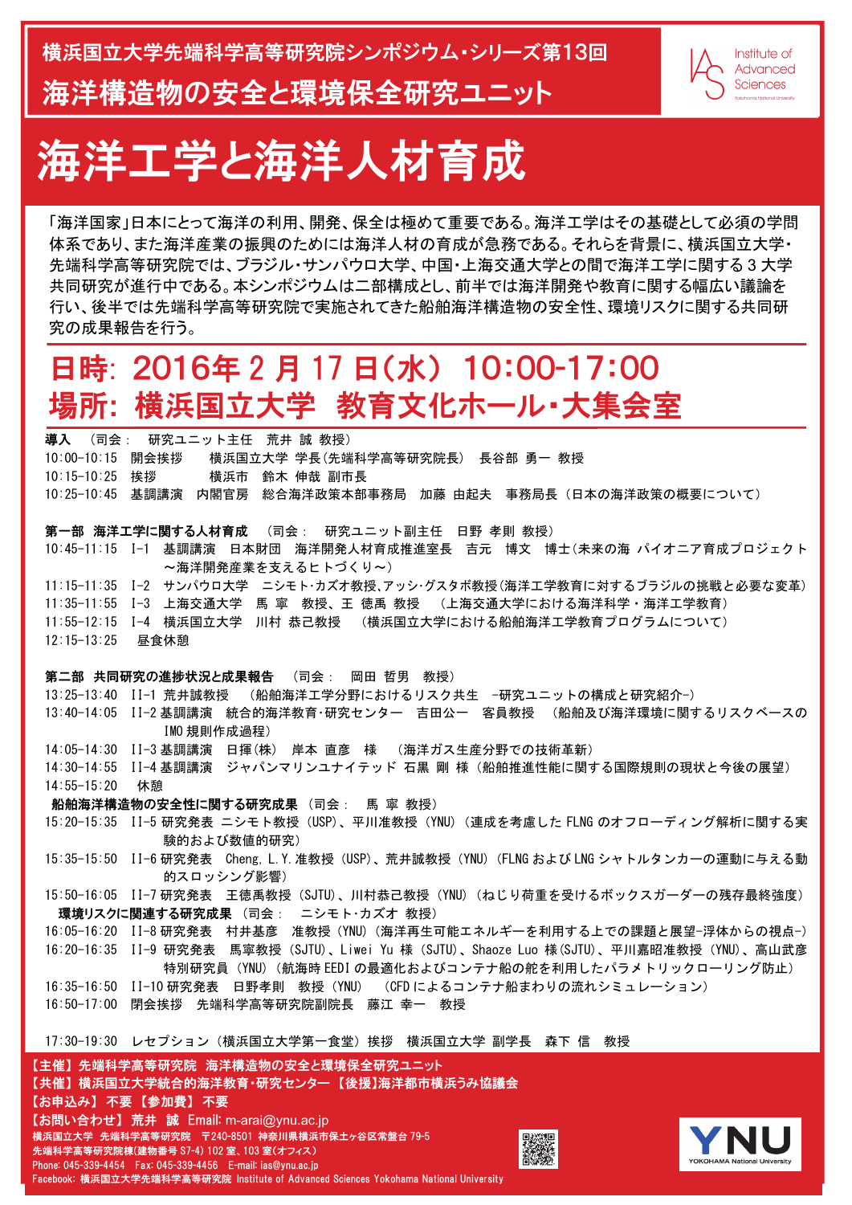横浜国立大学先端科学高等研究院シンポジウム・シリーズ第13回

海洋構造物の安全と環境保全研究ユニット

Institute of Advanced Sciences

# 海洋工学と海洋人材育成

「海洋国家」日本にとって海洋の利用、開発、保全は極めて重要である。海洋工学はその基礎として必須の学問体系であり、また海洋産業の振興のためには海洋人材の育成が急務である。それらを背景に、横浜国立大学・先端科学高等研究院では、ブラジル・サンパウロ大学、中国・上海交通大学との間で海洋工学に関する 3 大学共同研究が進行中である。本シンポジウムは二部構成とし、前半では海洋開発や教育に関する幅広い議論を行い、後半では先端科学高等研究院で実施されてきた船舶海洋構造物の安全性、環境リスクに関する共同研究の成果報告を行う。

## 日時: 2016年 2 月 17 日(水) 10:00-17:00
## 場所: 横浜国立大学 教育文化ホール・大集会室

**導入** (司会: 研究ユニット主任 荒井 誠 教授)

10:00-10:15 開会挨拶 横浜国立大学 学長(先端科学高等研究院長) 長谷部 勇一 教授

10:15-10:25 挨拶 横浜市 鈴木 伸哉 副市長

10:25-10:45 基調講演 内閣官房 総合海洋政策本部事務局 加藤 由起夫 事務局長（日本の海洋政策の概要について）

**第一部 海洋工学に関する人材育成** (司会: 研究ユニット副主任 日野 孝則 教授)

10:45-11:15 I-1 基調講演 日本財団 海洋開発人材育成推進室長 吉元 博文 博士(未来の海 パイオニア育成プロジェクト～海洋開発産業を支えるヒトづくり～)

11:15-11:35 I-2 サンパウロ大学 ニシモト・カズオ教授,アッシ・グスタボ教授(海洋工学教育に対するブラジルの挑戦と必要な変革)

11:35-11:55 I-3 上海交通大学 馬 寧 教授、王 徳禹 教授 (上海交通大学における海洋科学・海洋工学教育)

11:55-12:15 I-4 横浜国立大学 川村 恭己教授 (横浜国立大学における船舶海洋工学教育プログラムについて)

12:15-13:25 昼食休憩

**第二部 共同研究の進捗状況と成果報告** (司会: 岡田 哲男 教授)

13:25-13:40 II-1 荒井誠教授 (船舶海洋工学分野におけるリスク共生 -研究ユニットの構成と研究紹介-)

13:40-14:05 II-2 基調講演 統合的海洋教育･研究センター 吉田公一 客員教授 (船舶及び海洋環境に関するリスクベースの IMO 規則作成過程)

14:05-14:30 II-3 基調講演 日揮(株) 岸本 直彦 様 (海洋ガス生産分野での技術革新)

14:30-14:55 II-4 基調講演 ジャパンマリンユナイテッド 石黒 剛 様（船舶推進性能に関する国際規則の現状と今後の展望）

14:55-15:20 休憩

**船舶海洋構造物の安全性に関する研究成果** (司会: 馬 寧 教授)

15:20-15:35 II-5 研究発表 ニシモト教授 (USP)、平川准教授 (YNU)（連成を考慮した FLNG のオフローディング解析に関する実験的および数値的研究）

15:35-15:50 II-6 研究発表 Cheng, L.Y. 准教授 (USP)、荒井誠教授 (YNU)（FLNG および LNG シャトルタンカーの運動に与える動的スロッシング影響）

15:50-16:05 II-7 研究発表 王徳禹教授 (SJTU)、川村恭己教授 (YNU)（ねじり荷重を受けるボックスガーダーの残存最終強度）

**環境リスクに関連する研究成果** (司会: ニシモト・カズオ 教授)

16:05-16:20 II-8 研究発表 村井基彦 准教授 (YNU)（海洋再生可能エネルギーを利用する上での課題と展望-浮体からの視点-）

16:20-16:35 II-9 研究発表 馬寧教授 (SJTU)、Liwei Yu 様 (SJTU)、Shaoze Luo 様 (SJTU)、平川嘉昭准教授 (YNU)、高山武彦特別研究員 (YNU)（航海時 EEDI の最適化およびコンテナ船の舵を利用したパラメトリックローリング防止）

16:35-16:50 II-10 研究発表 日野孝則 教授 (YNU) (CFD によるコンテナ船まわりの流れシミュレーション)

16:50-17:00 閉会挨拶 先端科学高等研究院副院長 藤江 幸一 教授

17:30-19:30 レセプション（横浜国立大学第一食堂）挨拶 横浜国立大学 副学長 森下 信 教授

【主催】先端科学高等研究院 海洋構造物の安全と環境保全研究ユニット
【共催】横浜国立大学統合的海洋教育・研究センター 【後援】海洋都市横浜うみ協議会
【お申込み】 不要 【参加費】 不要
【お問い合わせ】 荒井 誠 Email: m-arai@ynu.ac.jp

横浜国立大学 先端科学高等研究院 〒240-8501 神奈川県横浜市保土ヶ谷区常盤台 79-5
先端科学高等研究院棟(建物番号 S7-4) 102 室、103 室(オフィス)
Phone: 045-339-4454 Fax: 045-339-4456 E-mail: ias@ynu.ac.jp
Facebook: 横浜国立大学先端科学高等研究院 Institute of Advanced Sciences Yokohama National University

YNU YOKOHAMA National University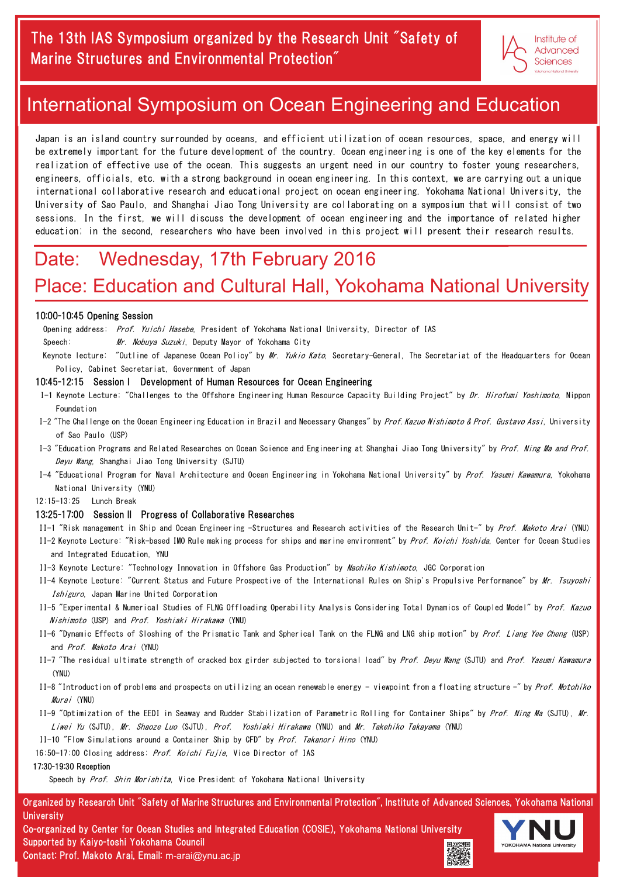# The 13th IAS Symposium organized by the Research Unit "Safety of Marine Structures and Environmental Protection"

Institute of Advanced Sciences
Yokohama National University

# International Symposium on Ocean Engineering and Education

Japan is an island country surrounded by oceans, and efficient utilization of ocean resources, space, and energy will be extremely important for the future development of the country. Ocean engineering is one of the key elements for the realization of effective use of the ocean. This suggests an urgent need in our country to foster young researchers, engineers, officials, etc. with a strong background in ocean engineering. In this context, we are carrying out a unique international collaborative research and educational project on ocean engineering. Yokohama National University, the University of Sao Paulo, and Shanghai Jiao Tong University are collaborating on a symposium that will consist of two sessions. In the first, we will discuss the development of ocean engineering and the importance of related higher education; in the second, researchers who have been involved in this project will present their research results.

## Date: Wednesday, 17th February 2016

## Place: Education and Cultural Hall, Yokohama National University

**10:00-10:45 Opening Session**

Opening address: *Prof. Yuichi Hasebe*, President of Yokohama National University, Director of IAS

Speech: *Mr. Nobuya Suzuki*, Deputy Mayor of Yokohama City

Keynote lecture: "Outline of Japanese Ocean Policy" by *Mr. Yukio Kato*, Secretary-General, The Secretariat of the Headquarters for Ocean Policy, Cabinet Secretariat, Government of Japan

**10:45-12:15 Session I Development of Human Resources for Ocean Engineering**

I-1 Keynote Lecture: "Challenges to the Offshore Engineering Human Resource Capacity Building Project" by *Dr. Hirofumi Yoshimoto*, Nippon Foundation

I-2 "The Challenge on the Ocean Engineering Education in Brazil and Necessary Changes" by *Prof. Kazuo Nishimoto & Prof. Gustavo Assi*, University of Sao Paulo (USP)

I-3 "Education Programs and Related Researches on Ocean Science and Engineering at Shanghai Jiao Tong University" by *Prof. Ning Ma and Prof. Deyu Wang*, Shanghai Jiao Tong University (SJTU)

I-4 "Educational Program for Naval Architecture and Ocean Engineering in Yokohama National University" by *Prof. Yasumi Kawamura*, Yokohama National University (YNU)

12:15-13:25 Lunch Break

**13:25-17:00 Session II Progress of Collaborative Researches**

II-1 "Risk management in Ship and Ocean Engineering -Structures and Research activities of the Research Unit-" by *Prof. Makoto Arai* (YNU)

II-2 Keynote Lecture: "Risk-based IMO Rule making process for ships and marine environment" by *Prof. Koichi Yoshida*, Center for Ocean Studies and Integrated Education, YNU

II-3 Keynote Lecture: "Technology Innovation in Offshore Gas Production" by *Naohiko Kishimoto*, JGC Corporation

II-4 Keynote Lecture: "Current Status and Future Prospective of the International Rules on Ship's Propulsive Performance" by *Mr. Tsuyoshi Ishiguro*, Japan Marine United Corporation

II-5 "Experimental & Numerical Studies of FLNG Offloading Operability Analysis Considering Total Dynamics of Coupled Model" by *Prof. Kazuo Nishimoto* (USP) and *Prof. Yoshiaki Hirakawa* (YNU)

II-6 "Dynamic Effects of Sloshing of the Prismatic Tank and Spherical Tank on the FLNG and LNG ship motion" by *Prof. Liang Yee Cheng* (USP) and *Prof. Makoto Arai* (YNU)

II-7 "The residual ultimate strength of cracked box girder subjected to torsional load" by *Prof. Deyu Wang* (SJTU) and *Prof. Yasumi Kawamura* (YNU)

II-8 "Introduction of problems and prospects on utilizing an ocean renewable energy - viewpoint from a floating structure -" by *Prof. Motohiko Murai* (YNU)

II-9 "Optimization of the EEDI in Seaway and Rudder Stabilization of Parametric Rolling for Container Ships" by *Prof. Ning Ma* (SJTU), *Mr. Liwei Yu* (SJTU), *Mr. Shaoze Luo* (SJTU), *Prof. Yoshiaki Hirakawa* (YNU) and *Mr. Takehiko Takayama* (YNU)

II-10 "Flow Simulations around a Container Ship by CFD" by *Prof. Takanori Hino* (YNU)

16:50-17:00 Closing address: *Prof. Koichi Fujie*, Vice Director of IAS

**17:30-19:30 Reception**

Speech by *Prof. Shin Morishita*, Vice President of Yokohama National University

**Organized by Research Unit "Safety of Marine Structures and Environmental Protection", Institute of Advanced Sciences, Yokohama National University**

**Co-organized by Center for Ocean Studies and Integrated Education (COSIE), Yokohama National University**

**Supported by Kaiyo-toshi Yokohama Council**

**Contact: Prof. Makoto Arai, Email: m-arai@ynu.ac.jp**

YNU
YOKOHAMA National University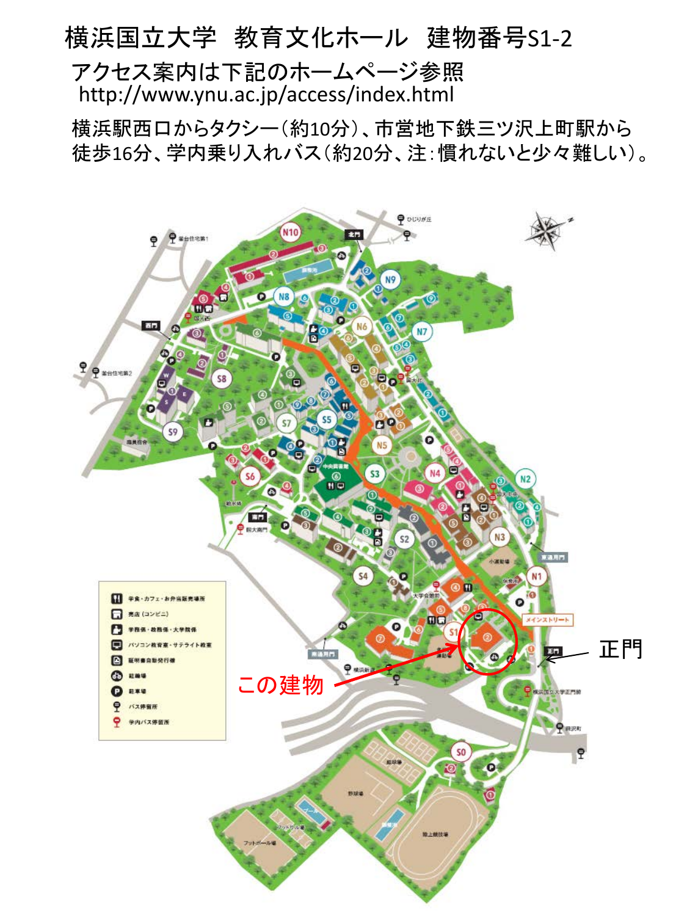# 横浜国立大学　教育文化ホール　建物番号S1-2

アクセス案内は下記のホームページ参照
http://www.ynu.ac.jp/access/index.html

横浜駅西口からタクシー（約10分）、市営地下鉄三ツ沢上町駅から徒歩16分、学内乗り入れバス（約20分、注：慣れないと少々難しい）。

この建物

正門

学食・カフェ・お弁当販売場所
売店（コンビニ）
学務係・教務係・大学院係
パソコン教育室・サテライト教室
証明書自動発行機
駐輪場
駐車場
バス停留所
学内バス停留所